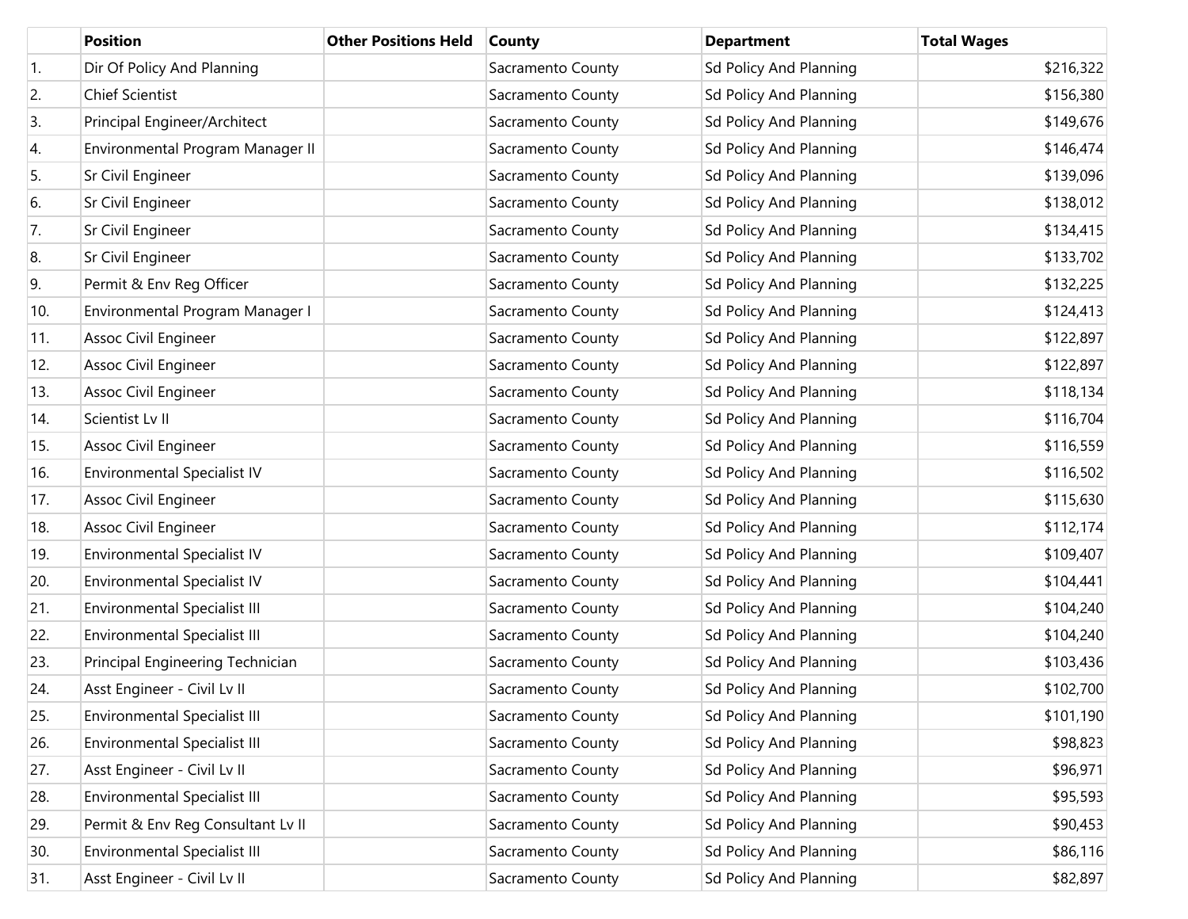| | Position | Other Positions Held | County | Department | Total Wages |
|---|---|---|---|---|---|
| 1. | Dir Of Policy And Planning | | Sacramento County | Sd Policy And Planning | $216,322 |
| 2. | Chief Scientist | | Sacramento County | Sd Policy And Planning | $156,380 |
| 3. | Principal Engineer/Architect | | Sacramento County | Sd Policy And Planning | $149,676 |
| 4. | Environmental Program Manager II | | Sacramento County | Sd Policy And Planning | $146,474 |
| 5. | Sr Civil Engineer | | Sacramento County | Sd Policy And Planning | $139,096 |
| 6. | Sr Civil Engineer | | Sacramento County | Sd Policy And Planning | $138,012 |
| 7. | Sr Civil Engineer | | Sacramento County | Sd Policy And Planning | $134,415 |
| 8. | Sr Civil Engineer | | Sacramento County | Sd Policy And Planning | $133,702 |
| 9. | Permit & Env Reg Officer | | Sacramento County | Sd Policy And Planning | $132,225 |
| 10. | Environmental Program Manager I | | Sacramento County | Sd Policy And Planning | $124,413 |
| 11. | Assoc Civil Engineer | | Sacramento County | Sd Policy And Planning | $122,897 |
| 12. | Assoc Civil Engineer | | Sacramento County | Sd Policy And Planning | $122,897 |
| 13. | Assoc Civil Engineer | | Sacramento County | Sd Policy And Planning | $118,134 |
| 14. | Scientist Lv II | | Sacramento County | Sd Policy And Planning | $116,704 |
| 15. | Assoc Civil Engineer | | Sacramento County | Sd Policy And Planning | $116,559 |
| 16. | Environmental Specialist IV | | Sacramento County | Sd Policy And Planning | $116,502 |
| 17. | Assoc Civil Engineer | | Sacramento County | Sd Policy And Planning | $115,630 |
| 18. | Assoc Civil Engineer | | Sacramento County | Sd Policy And Planning | $112,174 |
| 19. | Environmental Specialist IV | | Sacramento County | Sd Policy And Planning | $109,407 |
| 20. | Environmental Specialist IV | | Sacramento County | Sd Policy And Planning | $104,441 |
| 21. | Environmental Specialist III | | Sacramento County | Sd Policy And Planning | $104,240 |
| 22. | Environmental Specialist III | | Sacramento County | Sd Policy And Planning | $104,240 |
| 23. | Principal Engineering Technician | | Sacramento County | Sd Policy And Planning | $103,436 |
| 24. | Asst Engineer - Civil Lv II | | Sacramento County | Sd Policy And Planning | $102,700 |
| 25. | Environmental Specialist III | | Sacramento County | Sd Policy And Planning | $101,190 |
| 26. | Environmental Specialist III | | Sacramento County | Sd Policy And Planning | $98,823 |
| 27. | Asst Engineer - Civil Lv II | | Sacramento County | Sd Policy And Planning | $96,971 |
| 28. | Environmental Specialist III | | Sacramento County | Sd Policy And Planning | $95,593 |
| 29. | Permit & Env Reg Consultant Lv II | | Sacramento County | Sd Policy And Planning | $90,453 |
| 30. | Environmental Specialist III | | Sacramento County | Sd Policy And Planning | $86,116 |
| 31. | Asst Engineer - Civil Lv II | | Sacramento County | Sd Policy And Planning | $82,897 |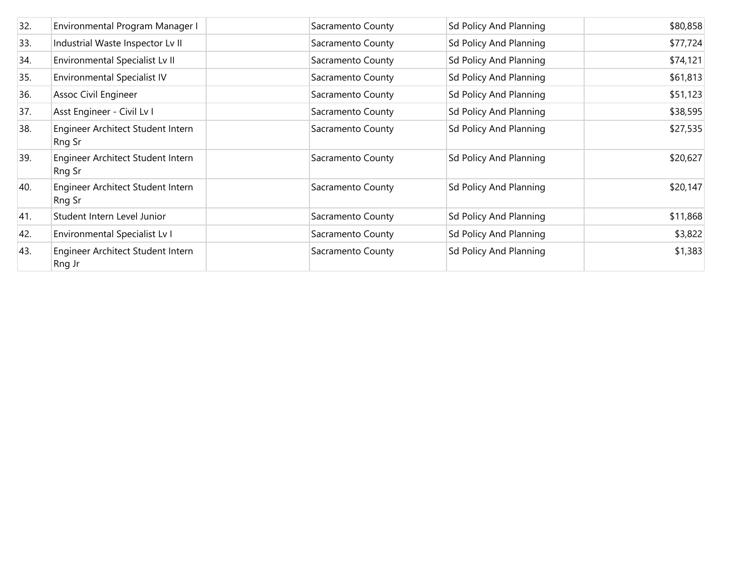| | | | | | |
|---|---|---|---|---|---|
| 32. | Environmental Program Manager I | | Sacramento County | Sd Policy And Planning | $80,858 |
| 33. | Industrial Waste Inspector Lv II | | Sacramento County | Sd Policy And Planning | $77,724 |
| 34. | Environmental Specialist Lv II | | Sacramento County | Sd Policy And Planning | $74,121 |
| 35. | Environmental Specialist IV | | Sacramento County | Sd Policy And Planning | $61,813 |
| 36. | Assoc Civil Engineer | | Sacramento County | Sd Policy And Planning | $51,123 |
| 37. | Asst Engineer - Civil Lv I | | Sacramento County | Sd Policy And Planning | $38,595 |
| 38. | Engineer Architect Student Intern Rng Sr | | Sacramento County | Sd Policy And Planning | $27,535 |
| 39. | Engineer Architect Student Intern Rng Sr | | Sacramento County | Sd Policy And Planning | $20,627 |
| 40. | Engineer Architect Student Intern Rng Sr | | Sacramento County | Sd Policy And Planning | $20,147 |
| 41. | Student Intern Level Junior | | Sacramento County | Sd Policy And Planning | $11,868 |
| 42. | Environmental Specialist Lv I | | Sacramento County | Sd Policy And Planning | $3,822 |
| 43. | Engineer Architect Student Intern Rng Jr | | Sacramento County | Sd Policy And Planning | $1,383 |